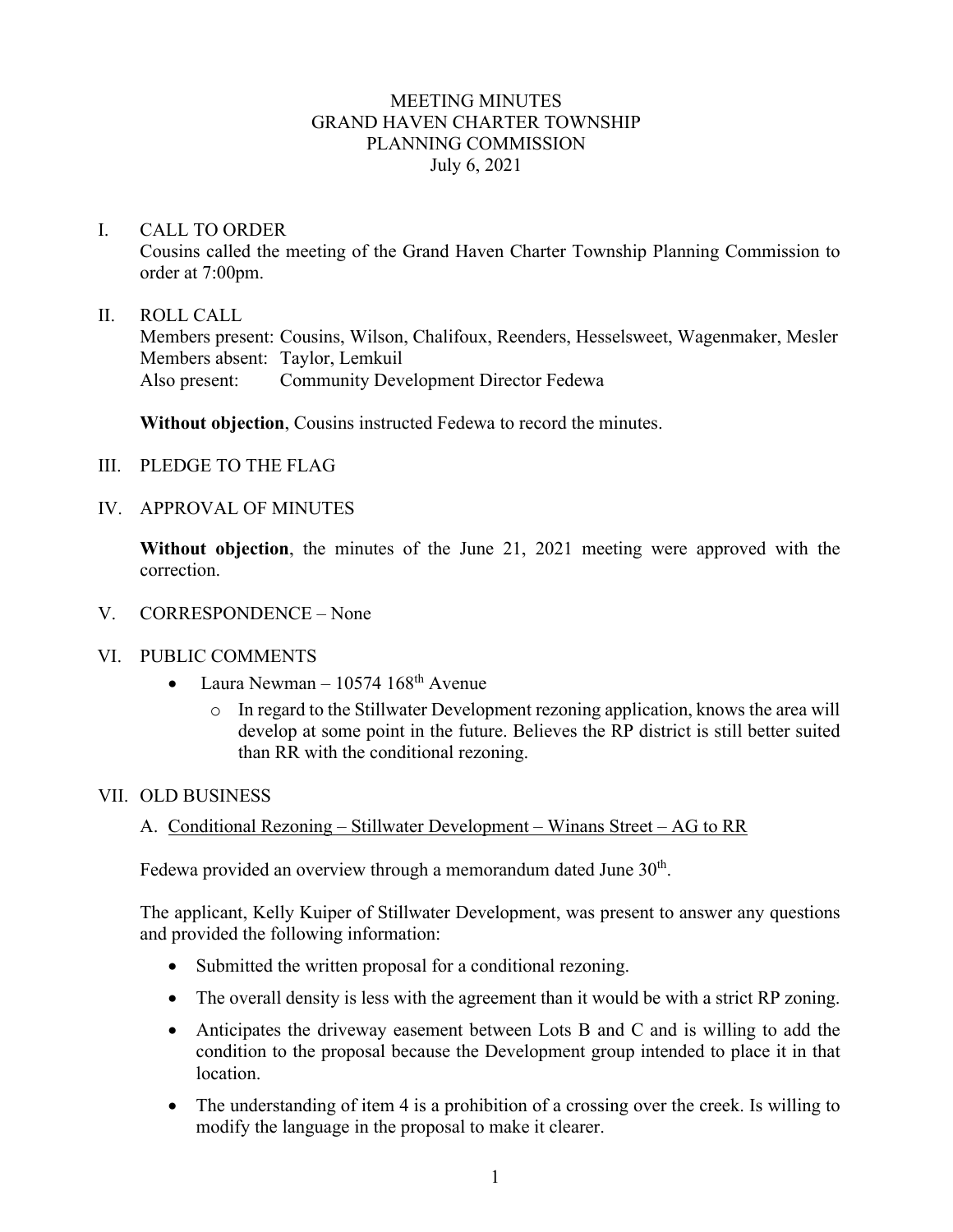# MEETING MINUTES
# GRAND HAVEN CHARTER TOWNSHIP
# PLANNING COMMISSION
July 6, 2021

## I. CALL TO ORDER

Cousins called the meeting of the Grand Haven Charter Township Planning Commission to order at 7:00pm.

## II. ROLL CALL

Members present: Cousins, Wilson, Chalifoux, Reenders, Hesselsweet, Wagenmaker, Mesler
Members absent: Taylor, Lemkuil
Also present: Community Development Director Fedewa

**Without objection**, Cousins instructed Fedewa to record the minutes.

## III. PLEDGE TO THE FLAG

## IV. APPROVAL OF MINUTES

**Without objection**, the minutes of the June 21, 2021 meeting were approved with the correction.

## V. CORRESPONDENCE – None

## VI. PUBLIC COMMENTS

- Laura Newman – 10574 168th Avenue
  - In regard to the Stillwater Development rezoning application, knows the area will develop at some point in the future. Believes the RP district is still better suited than RR with the conditional rezoning.

## VII. OLD BUSINESS

### A. Conditional Rezoning – Stillwater Development – Winans Street – AG to RR

Fedewa provided an overview through a memorandum dated June 30th.

The applicant, Kelly Kuiper of Stillwater Development, was present to answer any questions and provided the following information:

- Submitted the written proposal for a conditional rezoning.
- The overall density is less with the agreement than it would be with a strict RP zoning.
- Anticipates the driveway easement between Lots B and C and is willing to add the condition to the proposal because the Development group intended to place it in that location.
- The understanding of item 4 is a prohibition of a crossing over the creek. Is willing to modify the language in the proposal to make it clearer.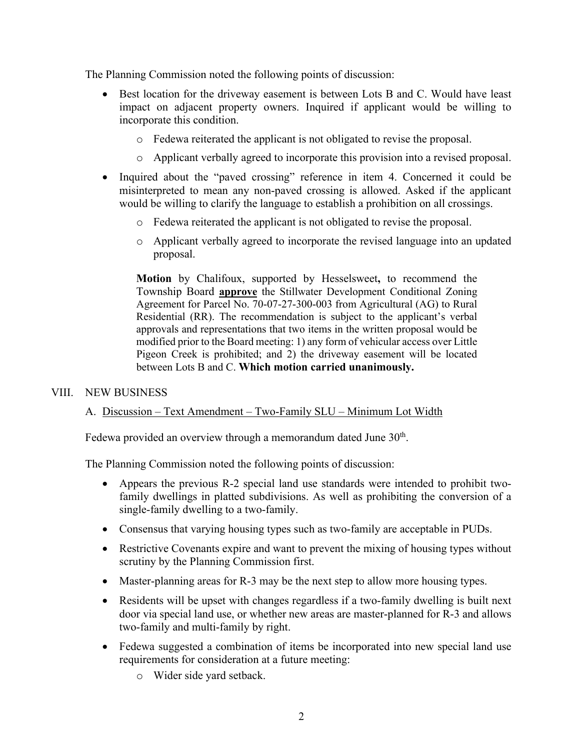The Planning Commission noted the following points of discussion:

- Best location for the driveway easement is between Lots B and C. Would have least impact on adjacent property owners. Inquired if applicant would be willing to incorporate this condition.
  - Fedewa reiterated the applicant is not obligated to revise the proposal.
  - Applicant verbally agreed to incorporate this provision into a revised proposal.
- Inquired about the "paved crossing" reference in item 4. Concerned it could be misinterpreted to mean any non-paved crossing is allowed. Asked if the applicant would be willing to clarify the language to establish a prohibition on all crossings.
  - Fedewa reiterated the applicant is not obligated to revise the proposal.
  - Applicant verbally agreed to incorporate the revised language into an updated proposal.

> **Motion** by Chalifoux, supported by Hesselsweet**,** to recommend the Township Board **approve** the Stillwater Development Conditional Zoning Agreement for Parcel No. 70-07-27-300-003 from Agricultural (AG) to Rural Residential (RR). The recommendation is subject to the applicant's verbal approvals and representations that two items in the written proposal would be modified prior to the Board meeting: 1) any form of vehicular access over Little Pigeon Creek is prohibited; and 2) the driveway easement will be located between Lots B and C. **Which motion carried unanimously.**

## VIII. NEW BUSINESS

### A. Discussion – Text Amendment – Two-Family SLU – Minimum Lot Width

Fedewa provided an overview through a memorandum dated June 30th.

The Planning Commission noted the following points of discussion:

- Appears the previous R-2 special land use standards were intended to prohibit two-family dwellings in platted subdivisions. As well as prohibiting the conversion of a single-family dwelling to a two-family.
- Consensus that varying housing types such as two-family are acceptable in PUDs.
- Restrictive Covenants expire and want to prevent the mixing of housing types without scrutiny by the Planning Commission first.
- Master-planning areas for R-3 may be the next step to allow more housing types.
- Residents will be upset with changes regardless if a two-family dwelling is built next door via special land use, or whether new areas are master-planned for R-3 and allows two-family and multi-family by right.
- Fedewa suggested a combination of items be incorporated into new special land use requirements for consideration at a future meeting:
  - Wider side yard setback.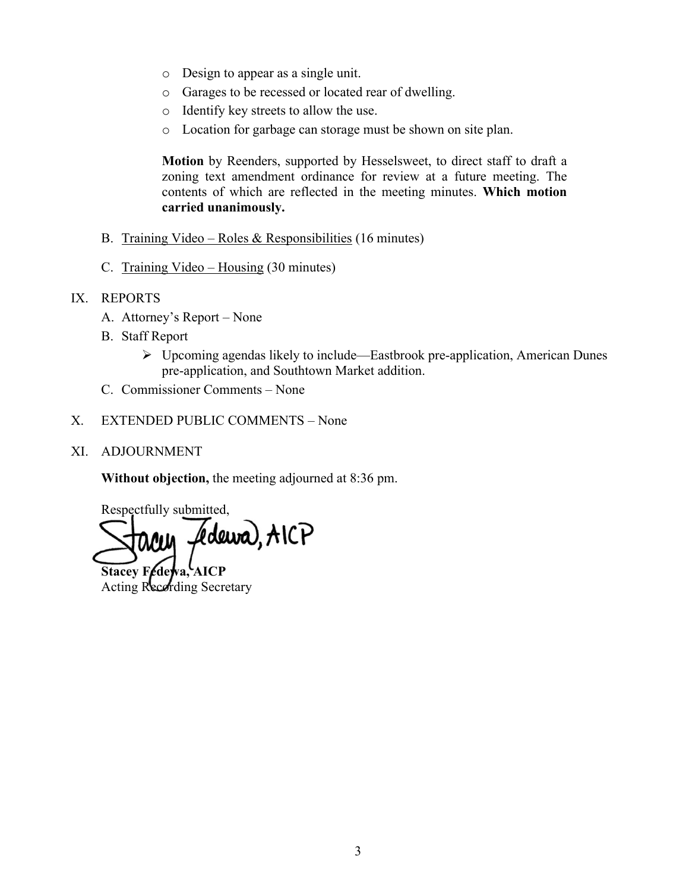- Design to appear as a single unit.
- Garages to be recessed or located rear of dwelling.
- Identify key streets to allow the use.
- Location for garbage can storage must be shown on site plan.

**Motion** by Reenders, supported by Hesselsweet, to direct staff to draft a zoning text amendment ordinance for review at a future meeting. The contents of which are reflected in the meeting minutes. **Which motion carried unanimously.**

B. Training Video – Roles & Responsibilities (16 minutes)

C. Training Video – Housing (30 minutes)

IX. REPORTS

A. Attorney's Report – None

B. Staff Report

- Upcoming agendas likely to include—Eastbrook pre-application, American Dunes pre-application, and Southtown Market addition.

C. Commissioner Comments – None

X. EXTENDED PUBLIC COMMENTS – None

XI. ADJOURNMENT

**Without objection,** the meeting adjourned at 8:36 pm.

Respectfully submitted,

Stacey Fedewa, AICP

**Stacey Fedewa, AICP**
Acting Recording Secretary